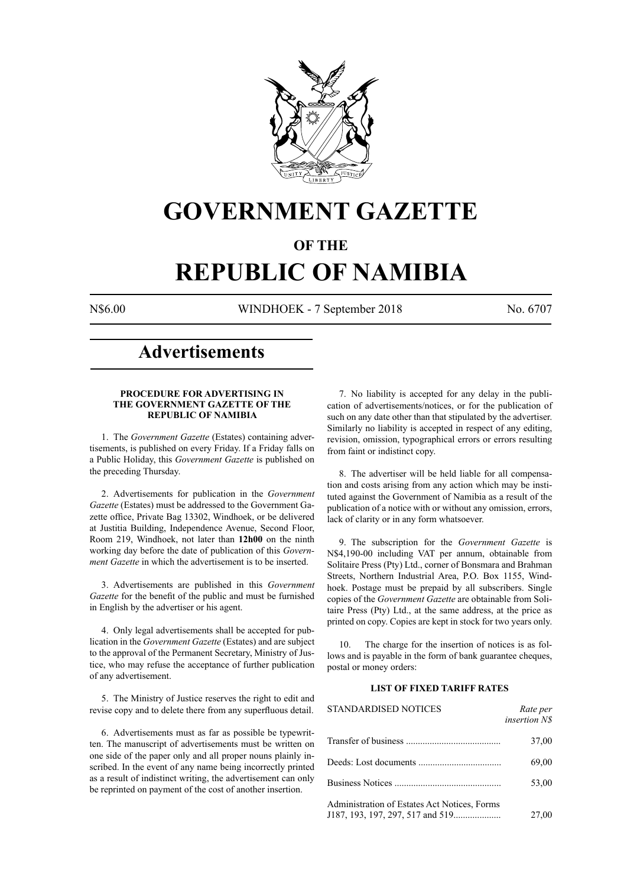# GOVERNMENT GAZETTE

## OF THE

# REPUBLIC OF NAMIBIA

N$6.00 WINDHOEK - 7 September 2018 No. 6707

# Advertisements

### PROCEDURE FOR ADVERTISING IN THE GOVERNMENT GAZETTE OF THE REPUBLIC OF NAMIBIA

1. The *Government Gazette* (Estates) containing advertisements, is published on every Friday. If a Friday falls on a Public Holiday, this *Government Gazette* is published on the preceding Thursday.

2. Advertisements for publication in the *Government Gazette* (Estates) must be addressed to the Government Gazette office, Private Bag 13302, Windhoek, or be delivered at Justitia Building, Independence Avenue, Second Floor, Room 219, Windhoek, not later than **12h00** on the ninth working day before the date of publication of this *Government Gazette* in which the advertisement is to be inserted.

3. Advertisements are published in this *Government Gazette* for the benefit of the public and must be furnished in English by the advertiser or his agent.

4. Only legal advertisements shall be accepted for publication in the *Government Gazette* (Estates) and are subject to the approval of the Permanent Secretary, Ministry of Justice, who may refuse the acceptance of further publication of any advertisement.

5. The Ministry of Justice reserves the right to edit and revise copy and to delete there from any superfluous detail.

6. Advertisements must as far as possible be typewritten. The manuscript of advertisements must be written on one side of the paper only and all proper nouns plainly inscribed. In the event of any name being incorrectly printed as a result of indistinct writing, the advertisement can only be reprinted on payment of the cost of another insertion.

7. No liability is accepted for any delay in the publication of advertisements/notices, or for the publication of such on any date other than that stipulated by the advertiser. Similarly no liability is accepted in respect of any editing, revision, omission, typographical errors or errors resulting from faint or indistinct copy.

8. The advertiser will be held liable for all compensation and costs arising from any action which may be instituted against the Government of Namibia as a result of the publication of a notice with or without any omission, errors, lack of clarity or in any form whatsoever.

9. The subscription for the *Government Gazette* is N$4,190-00 including VAT per annum, obtainable from Solitaire Press (Pty) Ltd., corner of Bonsmara and Brahman Streets, Northern Industrial Area, P.O. Box 1155, Windhoek. Postage must be prepaid by all subscribers. Single copies of the *Government Gazette* are obtainable from Solitaire Press (Pty) Ltd., at the same address, at the price as printed on copy. Copies are kept in stock for two years only.

10. The charge for the insertion of notices is as follows and is payable in the form of bank guarantee cheques, postal or money orders:

### LIST OF FIXED TARIFF RATES

| STANDARDISED NOTICES | *Rate per insertion N$* |
|---|---|
| Transfer of business | 37,00 |
| Deeds: Lost documents | 69,00 |
| Business Notices | 53,00 |
| Administration of Estates Act Notices, Forms J187, 193, 197, 297, 517 and 519 | 27,00 |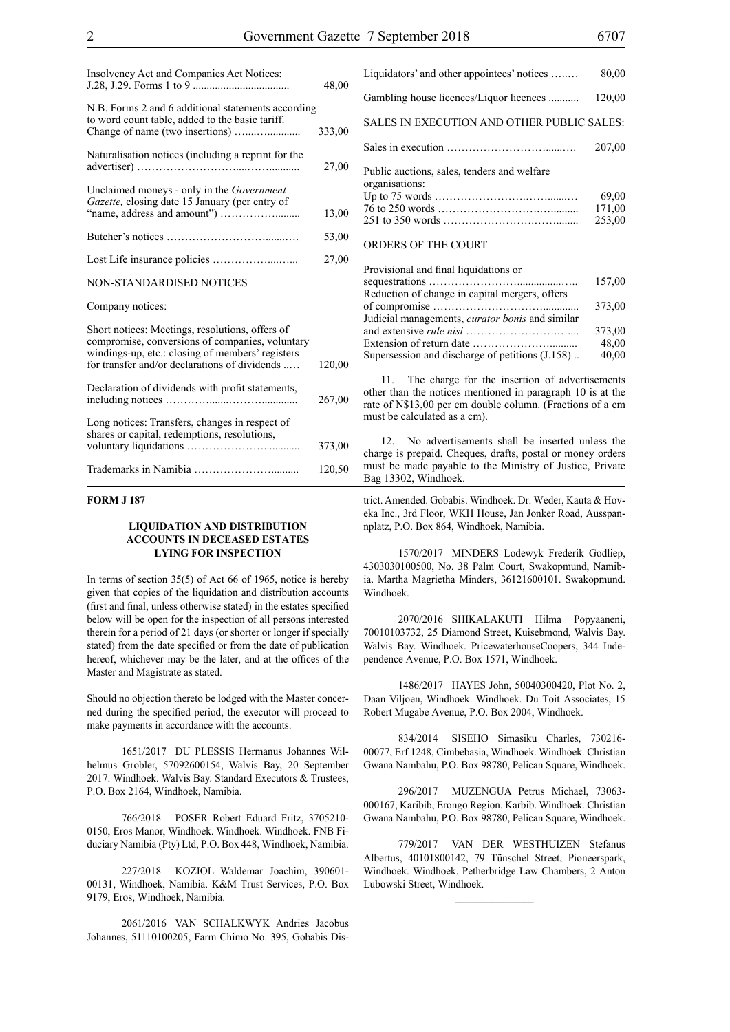| | |
|---|---|
| Insolvency Act and Companies Act Notices: J.28, J.29. Forms 1 to 9 | 48,00 |
| N.B. Forms 2 and 6 additional statements according to word count table, added to the basic tariff. Change of name (two insertions) | 333,00 |
| Naturalisation notices (including a reprint for the advertiser) | 27,00 |
| Unclaimed moneys - only in the *Government Gazette,* closing date 15 January (per entry of "name, address and amount") | 13,00 |
| Butcher's notices | 53,00 |
| Lost Life insurance policies | 27,00 |

NON-STANDARDISED NOTICES

Company notices:

| | |
|---|---|
| Short notices: Meetings, resolutions, offers of compromise, conversions of companies, voluntary windings-up, etc.: closing of members' registers for transfer and/or declarations of dividends | 120,00 |
| Declaration of dividends with profit statements, including notices | 267,00 |
| Long notices: Transfers, changes in respect of shares or capital, redemptions, resolutions, voluntary liquidations | 373,00 |
| Trademarks in Namibia | 120,50 |
| Liquidators' and other appointees' notices | 80,00 |
| Gambling house licences/Liquor licences | 120,00 |

SALES IN EXECUTION AND OTHER PUBLIC SALES:

| | |
|---|---|
| Sales in execution | 207,00 |
| Public auctions, sales, tenders and welfare organisations: | |
| Up to 75 words | 69,00 |
| 76 to 250 words | 171,00 |
| 251 to 350 words | 253,00 |

ORDERS OF THE COURT

| | |
|---|---|
| Provisional and final liquidations or sequestrations | 157,00 |
| Reduction of change in capital mergers, offers of compromise | 373,00 |
| Judicial managements, *curator bonis* and similar and extensive *rule nisi* | 373,00 |
| Extension of return date | 48,00 |
| Supersession and discharge of petitions (J.158) | 40,00 |

11. The charge for the insertion of advertisements other than the notices mentioned in paragraph 10 is at the rate of N$13,00 per cm double column. (Fractions of a cm must be calculated as a cm).

12. No advertisements shall be inserted unless the charge is prepaid. Cheques, drafts, postal or money orders must be made payable to the Ministry of Justice, Private Bag 13302, Windhoek.

**FORM J 187**

**LIQUIDATION AND DISTRIBUTION ACCOUNTS IN DECEASED ESTATES LYING FOR INSPECTION**

In terms of section 35(5) of Act 66 of 1965, notice is hereby given that copies of the liquidation and distribution accounts (first and final, unless otherwise stated) in the estates specified below will be open for the inspection of all persons interested therein for a period of 21 days (or shorter or longer if specially stated) from the date specified or from the date of publication hereof, whichever may be the later, and at the offices of the Master and Magistrate as stated.

Should no objection thereto be lodged with the Master concerned during the specified period, the executor will proceed to make payments in accordance with the accounts.

1651/2017 DU PLESSIS Hermanus Johannes Wilhelmus Grobler, 57092600154, Walvis Bay, 20 September 2017. Windhoek. Walvis Bay. Standard Executors & Trustees, P.O. Box 2164, Windhoek, Namibia.

766/2018 POSER Robert Eduard Fritz, 3705210-0150, Eros Manor, Windhoek. Windhoek. Windhoek. FNB Fiduciary Namibia (Pty) Ltd, P.O. Box 448, Windhoek, Namibia.

227/2018 KOZIOL Waldemar Joachim, 390601-00131, Windhoek, Namibia. K&M Trust Services, P.O. Box 9179, Eros, Windhoek, Namibia.

2061/2016 VAN SCHALKWYK Andries Jacobus Johannes, 51110100205, Farm Chimo No. 395, Gobabis District. Amended. Gobabis. Windhoek. Dr. Weder, Kauta & Hoveka Inc., 3rd Floor, WKH House, Jan Jonker Road, Ausspannplatz, P.O. Box 864, Windhoek, Namibia.

1570/2017 MINDERS Lodewyk Frederik Godliep, 4303030100500, No. 38 Palm Court, Swakopmund, Namibia. Martha Magrietha Minders, 36121600101. Swakopmund. Windhoek.

2070/2016 SHIKALAKUTI Hilma Popyaaneni, 70010103732, 25 Diamond Street, Kuisebmond, Walvis Bay. Walvis Bay. Windhoek. PricewaterhouseCoopers, 344 Independence Avenue, P.O. Box 1571, Windhoek.

1486/2017 HAYES John, 50040300420, Plot No. 2, Daan Viljoen, Windhoek. Windhoek. Du Toit Associates, 15 Robert Mugabe Avenue, P.O. Box 2004, Windhoek.

834/2014 SISEHO Simasiku Charles, 730216-00077, Erf 1248, Cimbebasia, Windhoek. Windhoek. Christian Gwana Nambahu, P.O. Box 98780, Pelican Square, Windhoek.

296/2017 MUZENGUA Petrus Michael, 73063-000167, Karibib, Erongo Region. Karbib. Windhoek. Christian Gwana Nambahu, P.O. Box 98780, Pelican Square, Windhoek.

779/2017 VAN DER WESTHUIZEN Stefanus Albertus, 40101800142, 79 Tünschel Street, Pioneerspark, Windhoek. Windhoek. Petherbridge Law Chambers, 2 Anton Lubowski Street, Windhoek.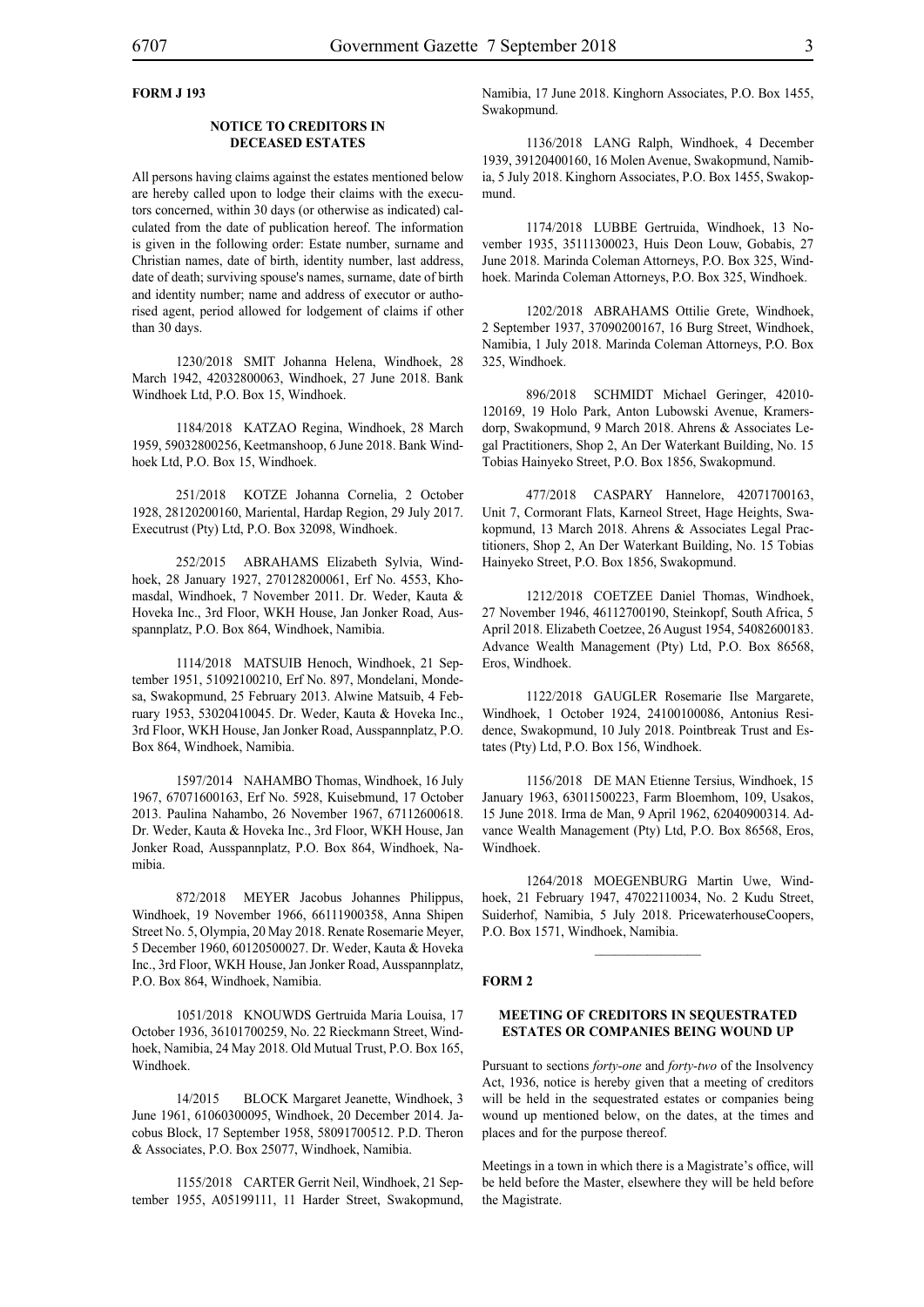**FORM J 193**

### NOTICE TO CREDITORS IN DECEASED ESTATES

All persons having claims against the estates mentioned below are hereby called upon to lodge their claims with the executors concerned, within 30 days (or otherwise as indicated) calculated from the date of publication hereof. The information is given in the following order: Estate number, surname and Christian names, date of birth, identity number, last address, date of death; surviving spouse's names, surname, date of birth and identity number; name and address of executor or authorised agent, period allowed for lodgement of claims if other than 30 days.

1230/2018 SMIT Johanna Helena, Windhoek, 28 March 1942, 42032800063, Windhoek, 27 June 2018. Bank Windhoek Ltd, P.O. Box 15, Windhoek.

1184/2018 KATZAO Regina, Windhoek, 28 March 1959, 59032800256, Keetmanshoop, 6 June 2018. Bank Windhoek Ltd, P.O. Box 15, Windhoek.

251/2018 KOTZE Johanna Cornelia, 2 October 1928, 28120200160, Mariental, Hardap Region, 29 July 2017. Executrust (Pty) Ltd, P.O. Box 32098, Windhoek.

252/2015 ABRAHAMS Elizabeth Sylvia, Windhoek, 28 January 1927, 270128200061, Erf No. 4553, Khomasdal, Windhoek, 7 November 2011. Dr. Weder, Kauta & Hoveka Inc., 3rd Floor, WKH House, Jan Jonker Road, Ausspannplatz, P.O. Box 864, Windhoek, Namibia.

1114/2018 MATSUIB Henoch, Windhoek, 21 September 1951, 51092100210, Erf No. 897, Mondelani, Mondesa, Swakopmund, 25 February 2013. Alwine Matsuib, 4 February 1953, 53020410045. Dr. Weder, Kauta & Hoveka Inc., 3rd Floor, WKH House, Jan Jonker Road, Ausspannplatz, P.O. Box 864, Windhoek, Namibia.

1597/2014 NAHAMBO Thomas, Windhoek, 16 July 1967, 67071600163, Erf No. 5928, Kuisebmund, 17 October 2013. Paulina Nahambo, 26 November 1967, 67112600618. Dr. Weder, Kauta & Hoveka Inc., 3rd Floor, WKH House, Jan Jonker Road, Ausspannplatz, P.O. Box 864, Windhoek, Namibia.

872/2018 MEYER Jacobus Johannes Philippus, Windhoek, 19 November 1966, 66111900358, Anna Shipen Street No. 5, Olympia, 20 May 2018. Renate Rosemarie Meyer, 5 December 1960, 60120500027. Dr. Weder, Kauta & Hoveka Inc., 3rd Floor, WKH House, Jan Jonker Road, Ausspannplatz, P.O. Box 864, Windhoek, Namibia.

1051/2018 KNOUWDS Gertruida Maria Louisa, 17 October 1936, 36101700259, No. 22 Rieckmann Street, Windhoek, Namibia, 24 May 2018. Old Mutual Trust, P.O. Box 165, Windhoek.

14/2015 BLOCK Margaret Jeanette, Windhoek, 3 June 1961, 61060300095, Windhoek, 20 December 2014. Jacobus Block, 17 September 1958, 58091700512. P.D. Theron & Associates, P.O. Box 25077, Windhoek, Namibia.

1155/2018 CARTER Gerrit Neil, Windhoek, 21 September 1955, A05199111, 11 Harder Street, Swakopmund, Namibia, 17 June 2018. Kinghorn Associates, P.O. Box 1455, Swakopmund.

1136/2018 LANG Ralph, Windhoek, 4 December 1939, 39120400160, 16 Molen Avenue, Swakopmund, Namibia, 5 July 2018. Kinghorn Associates, P.O. Box 1455, Swakopmund.

1174/2018 LUBBE Gertruida, Windhoek, 13 November 1935, 35111300023, Huis Deon Louw, Gobabis, 27 June 2018. Marinda Coleman Attorneys, P.O. Box 325, Windhoek. Marinda Coleman Attorneys, P.O. Box 325, Windhoek.

1202/2018 ABRAHAMS Ottilie Grete, Windhoek, 2 September 1937, 37090200167, 16 Burg Street, Windhoek, Namibia, 1 July 2018. Marinda Coleman Attorneys, P.O. Box 325, Windhoek.

896/2018 SCHMIDT Michael Geringer, 42010120169, 19 Holo Park, Anton Lubowski Avenue, Kramersdorp, Swakopmund, 9 March 2018. Ahrens & Associates Legal Practitioners, Shop 2, An Der Waterkant Building, No. 15 Tobias Hainyeko Street, P.O. Box 1856, Swakopmund.

477/2018 CASPARY Hannelore, 42071700163, Unit 7, Cormorant Flats, Karneol Street, Hage Heights, Swakopmund, 13 March 2018. Ahrens & Associates Legal Practitioners, Shop 2, An Der Waterkant Building, No. 15 Tobias Hainyeko Street, P.O. Box 1856, Swakopmund.

1212/2018 COETZEE Daniel Thomas, Windhoek, 27 November 1946, 46112700190, Steinkopf, South Africa, 5 April 2018. Elizabeth Coetzee, 26 August 1954, 54082600183. Advance Wealth Management (Pty) Ltd, P.O. Box 86568, Eros, Windhoek.

1122/2018 GAUGLER Rosemarie Ilse Margarete, Windhoek, 1 October 1924, 24100100086, Antonius Residence, Swakopmund, 10 July 2018. Pointbreak Trust and Estates (Pty) Ltd, P.O. Box 156, Windhoek.

1156/2018 DE MAN Etienne Tersius, Windhoek, 15 January 1963, 63011500223, Farm Bloemhom, 109, Usakos, 15 June 2018. Irma de Man, 9 April 1962, 62040900314. Advance Wealth Management (Pty) Ltd, P.O. Box 86568, Eros, Windhoek.

1264/2018 MOEGENBURG Martin Uwe, Windhoek, 21 February 1947, 47022110034, No. 2 Kudu Street, Suiderhof, Namibia, 5 July 2018. PricewaterhouseCoopers, P.O. Box 1571, Windhoek, Namibia.

---

**FORM 2**

### MEETING OF CREDITORS IN SEQUESTRATED ESTATES OR COMPANIES BEING WOUND UP

Pursuant to sections *forty-one* and *forty-two* of the Insolvency Act, 1936, notice is hereby given that a meeting of creditors will be held in the sequestrated estates or companies being wound up mentioned below, on the dates, at the times and places and for the purpose thereof.

Meetings in a town in which there is a Magistrate's office, will be held before the Master, elsewhere they will be held before the Magistrate.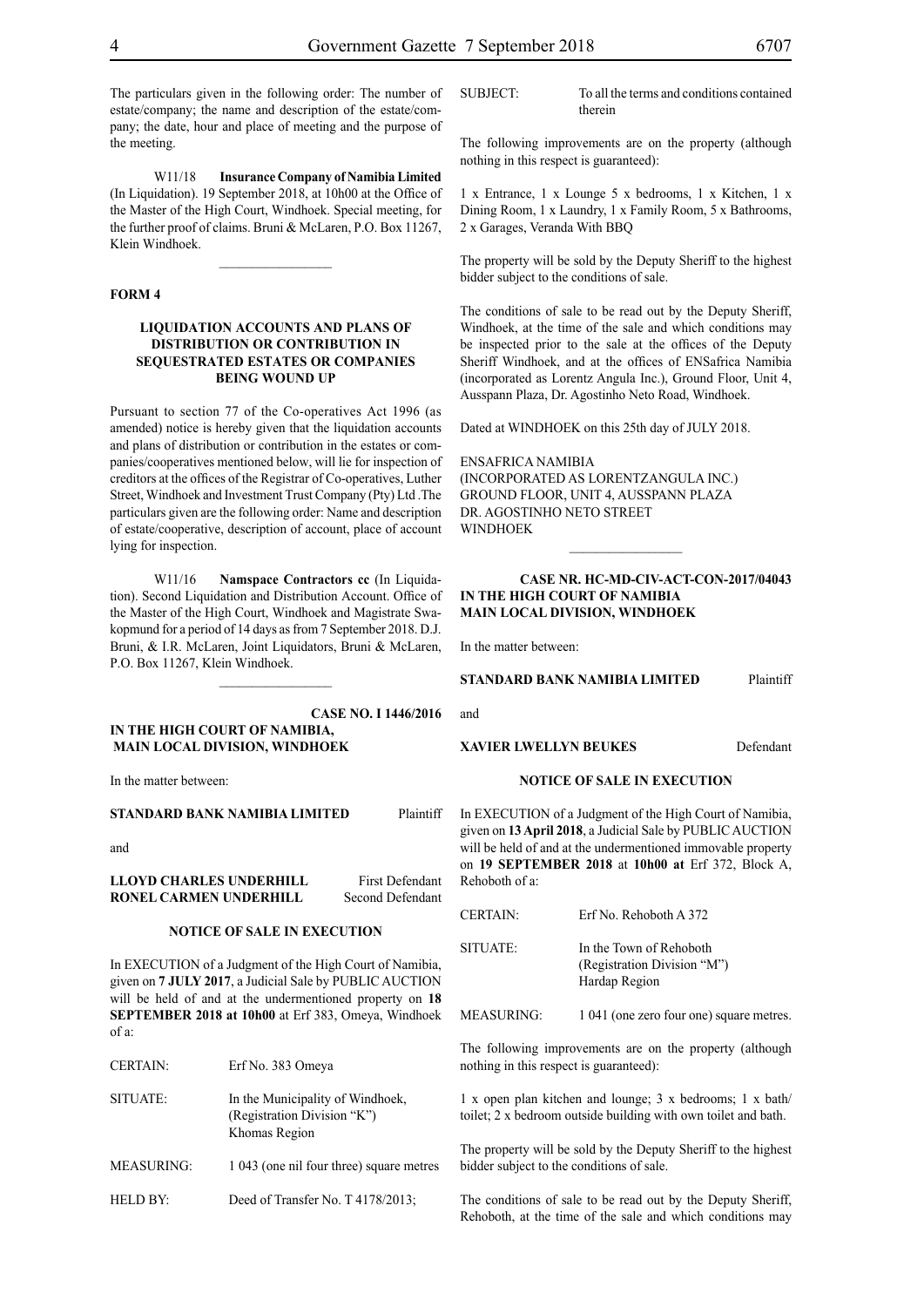The particulars given in the following order: The number of estate/company; the name and description of the estate/company; the date, hour and place of meeting and the purpose of the meeting.

W11/18 **Insurance Company of Namibia Limited** (In Liquidation). 19 September 2018, at 10h00 at the Office of the Master of the High Court, Windhoek. Special meeting, for the further proof of claims. Bruni & McLaren, P.O. Box 11267, Klein Windhoek.

---

**FORM 4**

**LIQUIDATION ACCOUNTS AND PLANS OF DISTRIBUTION OR CONTRIBUTION IN SEQUESTRATED ESTATES OR COMPANIES BEING WOUND UP**

Pursuant to section 77 of the Co-operatives Act 1996 (as amended) notice is hereby given that the liquidation accounts and plans of distribution or contribution in the estates or companies/cooperatives mentioned below, will lie for inspection of creditors at the offices of the Registrar of Co-operatives, Luther Street, Windhoek and Investment Trust Company (Pty) Ltd .The particulars given are the following order: Name and description of estate/cooperative, description of account, place of account lying for inspection.

W11/16 **Namspace Contractors cc** (In Liquidation). Second Liquidation and Distribution Account. Office of the Master of the High Court, Windhoek and Magistrate Swakopmund for a period of 14 days as from 7 September 2018. D.J. Bruni, & I.R. McLaren, Joint Liquidators, Bruni & McLaren, P.O. Box 11267, Klein Windhoek.

---

**CASE NO. I 1446/2016**

**IN THE HIGH COURT OF NAMIBIA, MAIN LOCAL DIVISION, WINDHOEK**

In the matter between:

**STANDARD BANK NAMIBIA LIMITED** Plaintiff

and

**LLOYD CHARLES UNDERHILL** First Defendant
**RONEL CARMEN UNDERHILL** Second Defendant

**NOTICE OF SALE IN EXECUTION**

In EXECUTION of a Judgment of the High Court of Namibia, given on **7 JULY 2017**, a Judicial Sale by PUBLIC AUCTION will be held of and at the undermentioned property on **18 SEPTEMBER 2018 at 10h00** at Erf 383, Omeya, Windhoek of a:

| | |
|---|---|
| CERTAIN: | Erf No. 383 Omeya |
| SITUATE: | In the Municipality of Windhoek, (Registration Division "K") Khomas Region |
| MEASURING: | 1 043 (one nil four three) square metres |
| HELD BY: | Deed of Transfer No. T 4178/2013; |
| SUBJECT: | To all the terms and conditions contained therein |

The following improvements are on the property (although nothing in this respect is guaranteed):

1 x Entrance, 1 x Lounge 5 x bedrooms, 1 x Kitchen, 1 x Dining Room, 1 x Laundry, 1 x Family Room, 5 x Bathrooms, 2 x Garages, Veranda With BBQ

The property will be sold by the Deputy Sheriff to the highest bidder subject to the conditions of sale.

The conditions of sale to be read out by the Deputy Sheriff, Windhoek, at the time of the sale and which conditions may be inspected prior to the sale at the offices of the Deputy Sheriff Windhoek, and at the offices of ENSafrica Namibia (incorporated as Lorentz Angula Inc.), Ground Floor, Unit 4, Ausspann Plaza, Dr. Agostinho Neto Road, Windhoek.

Dated at WINDHOEK on this 25th day of JULY 2018.

ENSAFRICA NAMIBIA
(INCORPORATED AS LORENTZANGULA INC.)
GROUND FLOOR, UNIT 4, AUSSPANN PLAZA
DR. AGOSTINHO NETO STREET
WINDHOEK

---

**CASE NR. HC-MD-CIV-ACT-CON-2017/04043**

**IN THE HIGH COURT OF NAMIBIA MAIN LOCAL DIVISION, WINDHOEK**

In the matter between:

**STANDARD BANK NAMIBIA LIMITED** Plaintiff

and

**XAVIER LWELLYN BEUKES** Defendant

**NOTICE OF SALE IN EXECUTION**

In EXECUTION of a Judgment of the High Court of Namibia, given on **13 April 2018**, a Judicial Sale by PUBLIC AUCTION will be held of and at the undermentioned immovable property on **19 SEPTEMBER 2018** at **10h00 at** Erf 372, Block A, Rehoboth of a:

| | |
|---|---|
| CERTAIN: | Erf No. Rehoboth A 372 |
| SITUATE: | In the Town of Rehoboth (Registration Division "M") Hardap Region |
| MEASURING: | 1 041 (one zero four one) square metres. |

The following improvements are on the property (although nothing in this respect is guaranteed):

1 x open plan kitchen and lounge; 3 x bedrooms; 1 x bath/toilet; 2 x bedroom outside building with own toilet and bath.

The property will be sold by the Deputy Sheriff to the highest bidder subject to the conditions of sale.

The conditions of sale to be read out by the Deputy Sheriff, Rehoboth, at the time of the sale and which conditions may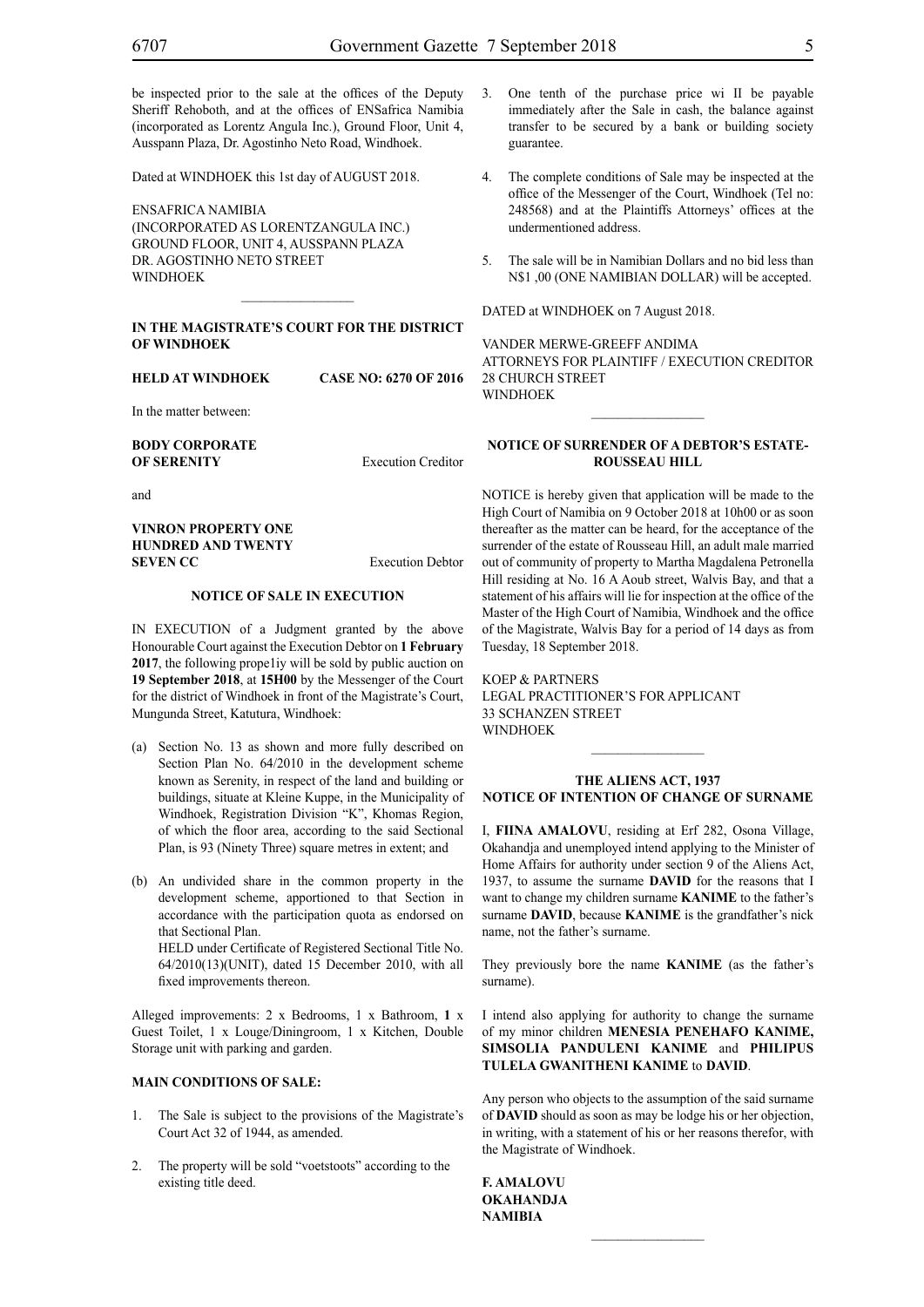be inspected prior to the sale at the offices of the Deputy Sheriff Rehoboth, and at the offices of ENSafrica Namibia (incorporated as Lorentz Angula Inc.), Ground Floor, Unit 4, Ausspann Plaza, Dr. Agostinho Neto Road, Windhoek.

Dated at WINDHOEK this 1st day of AUGUST 2018.

ENSAFRICA NAMIBIA
(INCORPORATED AS LORENTZANGULA INC.)
GROUND FLOOR, UNIT 4, AUSSPANN PLAZA
DR. AGOSTINHO NETO STREET
WINDHOEK

________________

**IN THE MAGISTRATE'S COURT FOR THE DISTRICT OF WINDHOEK**

**HELD AT WINDHOEK CASE NO: 6270 OF 2016**

In the matter between:

**BODY CORPORATE OF SERENITY** Execution Creditor

and

**VINRON PROPERTY ONE HUNDRED AND TWENTY SEVEN CC** Execution Debtor

**NOTICE OF SALE IN EXECUTION**

IN EXECUTION of a Judgment granted by the above Honourable Court against the Execution Debtor on **1 February 2017**, the following prope1iy will be sold by public auction on **19 September 2018**, at **15H00** by the Messenger of the Court for the district of Windhoek in front of the Magistrate's Court, Mungunda Street, Katutura, Windhoek:

(a) Section No. 13 as shown and more fully described on Section Plan No. 64/2010 in the development scheme known as Serenity, in respect of the land and building or buildings, situate at Kleine Kuppe, in the Municipality of Windhoek, Registration Division "K", Khomas Region, of which the floor area, according to the said Sectional Plan, is 93 (Ninety Three) square metres in extent; and

(b) An undivided share in the common property in the development scheme, apportioned to that Section in accordance with the participation quota as endorsed on that Sectional Plan.
HELD under Certificate of Registered Sectional Title No. 64/2010(13)(UNIT), dated 15 December 2010, with all fixed improvements thereon.

Alleged improvements: 2 x Bedrooms, 1 x Bathroom, **1** x Guest Toilet, 1 x Louge/Diningroom, 1 x Kitchen, Double Storage unit with parking and garden.

**MAIN CONDITIONS OF SALE:**

1. The Sale is subject to the provisions of the Magistrate's Court Act 32 of 1944, as amended.

2. The property will be sold "voetstoots" according to the existing title deed.

3. One tenth of the purchase price wi II be payable immediately after the Sale in cash, the balance against transfer to be secured by a bank or building society guarantee.

4. The complete conditions of Sale may be inspected at the office of the Messenger of the Court, Windhoek (Tel no: 248568) and at the Plaintiffs Attorneys' offices at the undermentioned address.

5. The sale will be in Namibian Dollars and no bid less than N$1 ,00 (ONE NAMIBIAN DOLLAR) will be accepted.

DATED at WINDHOEK on 7 August 2018.

VANDER MERWE-GREEFF ANDIMA
ATTORNEYS FOR PLAINTIFF / EXECUTION CREDITOR
28 CHURCH STREET
WINDHOEK

________________

**NOTICE OF SURRENDER OF A DEBTOR'S ESTATE-ROUSSEAU HILL**

NOTICE is hereby given that application will be made to the High Court of Namibia on 9 October 2018 at 10h00 or as soon thereafter as the matter can be heard, for the acceptance of the surrender of the estate of Rousseau Hill, an adult male married out of community of property to Martha Magdalena Petronella Hill residing at No. 16 A Aoub street, Walvis Bay, and that a statement of his affairs will lie for inspection at the office of the Master of the High Court of Namibia, Windhoek and the office of the Magistrate, Walvis Bay for a period of 14 days as from Tuesday, 18 September 2018.

KOEP & PARTNERS
LEGAL PRACTITIONER'S FOR APPLICANT
33 SCHANZEN STREET
WINDHOEK

________________

**THE ALIENS ACT, 1937**
**NOTICE OF INTENTION OF CHANGE OF SURNAME**

I, **FIINA AMALOVU**, residing at Erf 282, Osona Village, Okahandja and unemployed intend applying to the Minister of Home Affairs for authority under section 9 of the Aliens Act, 1937, to assume the surname **DAVID** for the reasons that I want to change my children surname **KANIME** to the father's surname **DAVID**, because **KANIME** is the grandfather's nick name, not the father's surname.

They previously bore the name **KANIME** (as the father's surname).

I intend also applying for authority to change the surname of my minor children **MENESIA PENEHAFO KANIME, SIMSOLIA PANDULENI KANIME** and **PHILIPUS TULELA GWANITHENI KANIME** to **DAVID**.

Any person who objects to the assumption of the said surname of **DAVID** should as soon as may be lodge his or her objection, in writing, with a statement of his or her reasons therefor, with the Magistrate of Windhoek.

**F. AMALOVU**
**OKAHANDJA**
**NAMIBIA**

________________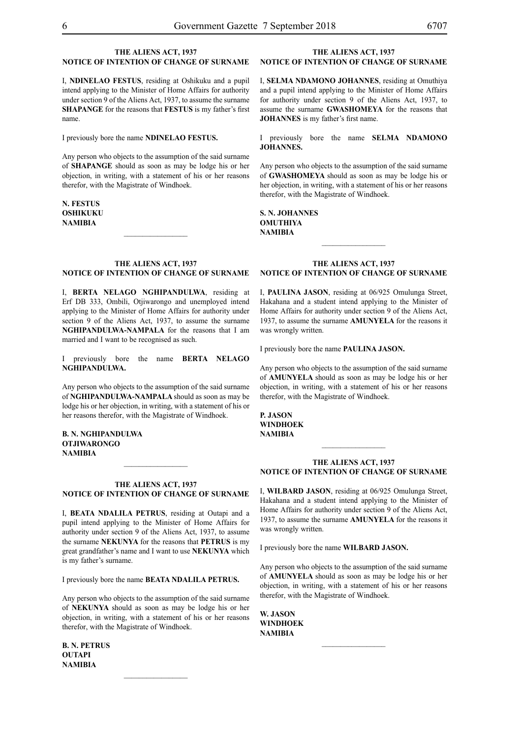### THE ALIENS ACT, 1937
### NOTICE OF INTENTION OF CHANGE OF SURNAME

I, **NDINELAO FESTUS**, residing at Oshikuku and a pupil intend applying to the Minister of Home Affairs for authority under section 9 of the Aliens Act, 1937, to assume the surname **SHAPANGE** for the reasons that **FESTUS** is my father's first name.

I previously bore the name **NDINELAO FESTUS.**

Any person who objects to the assumption of the said surname of **SHAPANGE** should as soon as may be lodge his or her objection, in writing, with a statement of his or her reasons therefor, with the Magistrate of Windhoek.

**N. FESTUS**
**OSHIKUKU**
**NAMIBIA**

---

### THE ALIENS ACT, 1937
### NOTICE OF INTENTION OF CHANGE OF SURNAME

I, **BERTA NELAGO NGHIPANDULWA**, residing at Erf DB 333, Ombili, Otjiwarongo and unemployed intend applying to the Minister of Home Affairs for authority under section 9 of the Aliens Act, 1937, to assume the surname **NGHIPANDULWA-NAMPALA** for the reasons that I am married and I want to be recognised as such.

I previously bore the name **BERTA NELAGO NGHIPANDULWA.**

Any person who objects to the assumption of the said surname of **NGHIPANDULWA-NAMPALA** should as soon as may be lodge his or her objection, in writing, with a statement of his or her reasons therefor, with the Magistrate of Windhoek.

**B. N. NGHIPANDULWA**
**OTJIWARONGO**
**NAMIBIA**

---

### THE ALIENS ACT, 1937
### NOTICE OF INTENTION OF CHANGE OF SURNAME

I, **BEATA NDALILA PETRUS**, residing at Outapi and a pupil intend applying to the Minister of Home Affairs for authority under section 9 of the Aliens Act, 1937, to assume the surname **NEKUNYA** for the reasons that **PETRUS** is my great grandfather's name and I want to use **NEKUNYA** which is my father's surname.

I previously bore the name **BEATA NDALILA PETRUS.**

Any person who objects to the assumption of the said surname of **NEKUNYA** should as soon as may be lodge his or her objection, in writing, with a statement of his or her reasons therefor, with the Magistrate of Windhoek.

**B. N. PETRUS**
**OUTAPI**
**NAMIBIA**

---

### THE ALIENS ACT, 1937
### NOTICE OF INTENTION OF CHANGE OF SURNAME

I, **SELMA NDAMONO JOHANNES**, residing at Omuthiya and a pupil intend applying to the Minister of Home Affairs for authority under section 9 of the Aliens Act, 1937, to assume the surname **GWASHOMEYA** for the reasons that **JOHANNES** is my father's first name.

I previously bore the name **SELMA NDAMONO JOHANNES.**

Any person who objects to the assumption of the said surname of **GWASHOMEYA** should as soon as may be lodge his or her objection, in writing, with a statement of his or her reasons therefor, with the Magistrate of Windhoek.

**S. N. JOHANNES**
**OMUTHIYA**
**NAMIBIA**

---

### THE ALIENS ACT, 1937
### NOTICE OF INTENTION OF CHANGE OF SURNAME

I, **PAULINA JASON**, residing at 06/925 Omulunga Street, Hakahana and a student intend applying to the Minister of Home Affairs for authority under section 9 of the Aliens Act, 1937, to assume the surname **AMUNYELA** for the reasons it was wrongly written.

I previously bore the name **PAULINA JASON.**

Any person who objects to the assumption of the said surname of **AMUNYELA** should as soon as may be lodge his or her objection, in writing, with a statement of his or her reasons therefor, with the Magistrate of Windhoek.

**P. JASON**
**WINDHOEK**
**NAMIBIA**

---

### THE ALIENS ACT, 1937
### NOTICE OF INTENTION OF CHANGE OF SURNAME

I, **WILBARD JASON**, residing at 06/925 Omulunga Street, Hakahana and a student intend applying to the Minister of Home Affairs for authority under section 9 of the Aliens Act, 1937, to assume the surname **AMUNYELA** for the reasons it was wrongly written.

I previously bore the name **WILBARD JASON.**

Any person who objects to the assumption of the said surname of **AMUNYELA** should as soon as may be lodge his or her objection, in writing, with a statement of his or her reasons therefor, with the Magistrate of Windhoek.

**W. JASON**
**WINDHOEK**
**NAMIBIA**

---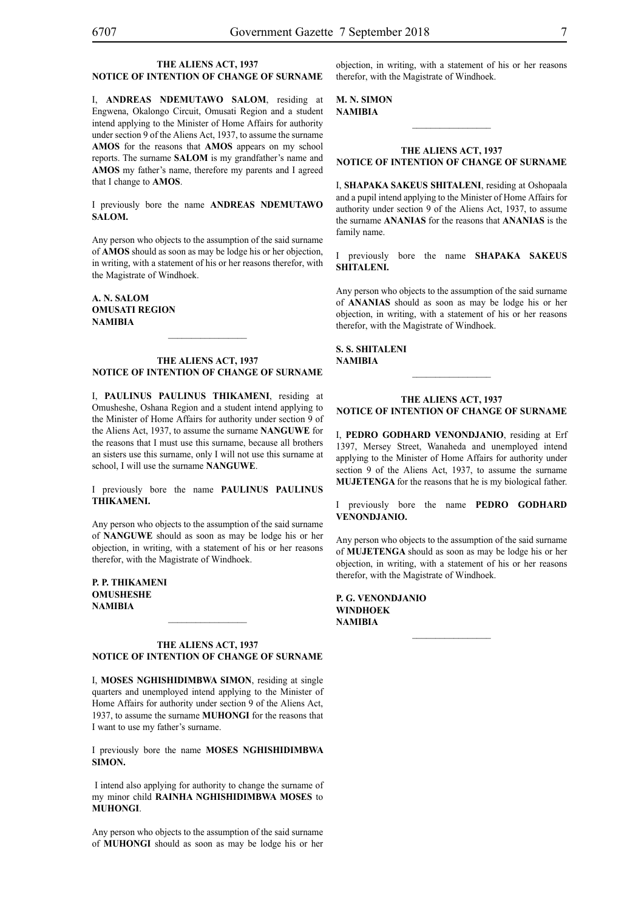### THE ALIENS ACT, 1937
### NOTICE OF INTENTION OF CHANGE OF SURNAME

I, **ANDREAS NDEMUTAWO SALOM**, residing at Engwena, Okalongo Circuit, Omusati Region and a student intend applying to the Minister of Home Affairs for authority under section 9 of the Aliens Act, 1937, to assume the surname **AMOS** for the reasons that **AMOS** appears on my school reports. The surname **SALOM** is my grandfather's name and **AMOS** my father's name, therefore my parents and I agreed that I change to **AMOS**.

I previously bore the name **ANDREAS NDEMUTAWO SALOM.**

Any person who objects to the assumption of the said surname of **AMOS** should as soon as may be lodge his or her objection, in writing, with a statement of his or her reasons therefor, with the Magistrate of Windhoek.

**A. N. SALOM**
**OMUSATI REGION**
**NAMIBIA**

---

### THE ALIENS ACT, 1937
### NOTICE OF INTENTION OF CHANGE OF SURNAME

I, **PAULINUS PAULINUS THIKAMENI**, residing at Omusheshe, Oshana Region and a student intend applying to the Minister of Home Affairs for authority under section 9 of the Aliens Act, 1937, to assume the surname **NANGUWE** for the reasons that I must use this surname, because all brothers an sisters use this surname, only I will not use this surname at school, I will use the surname **NANGUWE**.

I previously bore the name **PAULINUS PAULINUS THIKAMENI.**

Any person who objects to the assumption of the said surname of **NANGUWE** should as soon as may be lodge his or her objection, in writing, with a statement of his or her reasons therefor, with the Magistrate of Windhoek.

**P. P. THIKAMENI**
**OMUSHESHE**
**NAMIBIA**

---

### THE ALIENS ACT, 1937
### NOTICE OF INTENTION OF CHANGE OF SURNAME

I, **MOSES NGHISHIDIMBWA SIMON**, residing at single quarters and unemployed intend applying to the Minister of Home Affairs for authority under section 9 of the Aliens Act, 1937, to assume the surname **MUHONGI** for the reasons that I want to use my father's surname.

I previously bore the name **MOSES NGHISHIDIMBWA SIMON.**

I intend also applying for authority to change the surname of my minor child **RAINHA NGHISHIDIMBWA MOSES** to **MUHONGI**.

Any person who objects to the assumption of the said surname of **MUHONGI** should as soon as may be lodge his or her objection, in writing, with a statement of his or her reasons therefor, with the Magistrate of Windhoek.

**M. N. SIMON**
**NAMIBIA**

---

### THE ALIENS ACT, 1937
### NOTICE OF INTENTION OF CHANGE OF SURNAME

I, **SHAPAKA SAKEUS SHITALENI**, residing at Oshopaala and a pupil intend applying to the Minister of Home Affairs for authority under section 9 of the Aliens Act, 1937, to assume the surname **ANANIAS** for the reasons that **ANANIAS** is the family name.

I previously bore the name **SHAPAKA SAKEUS SHITALENI.**

Any person who objects to the assumption of the said surname of **ANANIAS** should as soon as may be lodge his or her objection, in writing, with a statement of his or her reasons therefor, with the Magistrate of Windhoek.

**S. S. SHITALENI**
**NAMIBIA**

---

### THE ALIENS ACT, 1937
### NOTICE OF INTENTION OF CHANGE OF SURNAME

I, **PEDRO GODHARD VENONDJANIO**, residing at Erf 1397, Mersey Street, Wanaheda and unemployed intend applying to the Minister of Home Affairs for authority under section 9 of the Aliens Act, 1937, to assume the surname **MUJETENGA** for the reasons that he is my biological father.

I previously bore the name **PEDRO GODHARD VENONDJANIO.**

Any person who objects to the assumption of the said surname of **MUJETENGA** should as soon as may be lodge his or her objection, in writing, with a statement of his or her reasons therefor, with the Magistrate of Windhoek.

**P. G. VENONDJANIO**
**WINDHOEK**
**NAMIBIA**